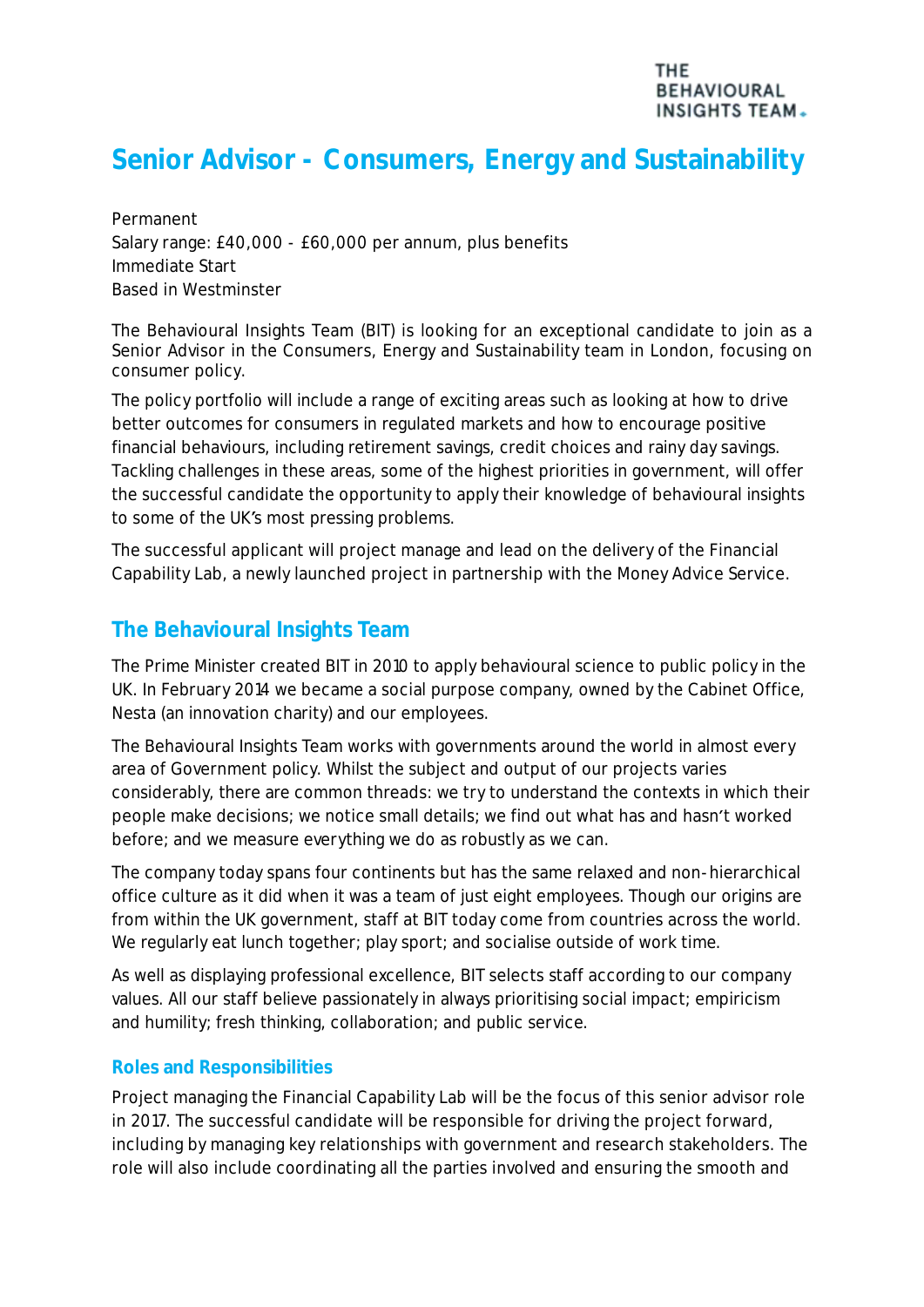THE BEHAVIOURAL INSIGHTS TEAM.

# Senior Advisor - Consumers, Energy and Sustainability

Permanent
Salary range: £40,000 - £60,000 per annum, plus benefits
Immediate Start
Based in Westminster

The Behavioural Insights Team (BIT) is looking for an exceptional candidate to join as a Senior Advisor in the Consumers, Energy and Sustainability team in London, focusing on consumer policy.

The policy portfolio will include a range of exciting areas such as looking at how to drive better outcomes for consumers in regulated markets and how to encourage positive financial behaviours, including retirement savings, credit choices and rainy day savings. Tackling challenges in these areas, some of the highest priorities in government, will offer the successful candidate the opportunity to apply their knowledge of behavioural insights to some of the UK's most pressing problems.

The successful applicant will project manage and lead on the delivery of the Financial Capability Lab, a newly launched project in partnership with the Money Advice Service.

## The Behavioural Insights Team

The Prime Minister created BIT in 2010 to apply behavioural science to public policy in the UK. In February 2014 we became a social purpose company, owned by the Cabinet Office, Nesta (an innovation charity) and our employees.

The Behavioural Insights Team works with governments around the world in almost every area of Government policy. Whilst the subject and output of our projects varies considerably, there are common threads: we try to understand the contexts in which their people make decisions; we notice small details; we find out what has and hasn't worked before; and we measure everything we do as robustly as we can.

The company today spans four continents but has the same relaxed and non-hierarchical office culture as it did when it was a team of just eight employees. Though our origins are from within the UK government, staff at BIT today come from countries across the world. We regularly eat lunch together; play sport; and socialise outside of work time.

As well as displaying professional excellence, BIT selects staff according to our company values. All our staff believe passionately in always prioritising social impact; empiricism and humility; fresh thinking, collaboration; and public service.

### Roles and Responsibilities

Project managing the Financial Capability Lab will be the focus of this senior advisor role in 2017. The successful candidate will be responsible for driving the project forward, including by managing key relationships with government and research stakeholders. The role will also include coordinating all the parties involved and ensuring the smooth and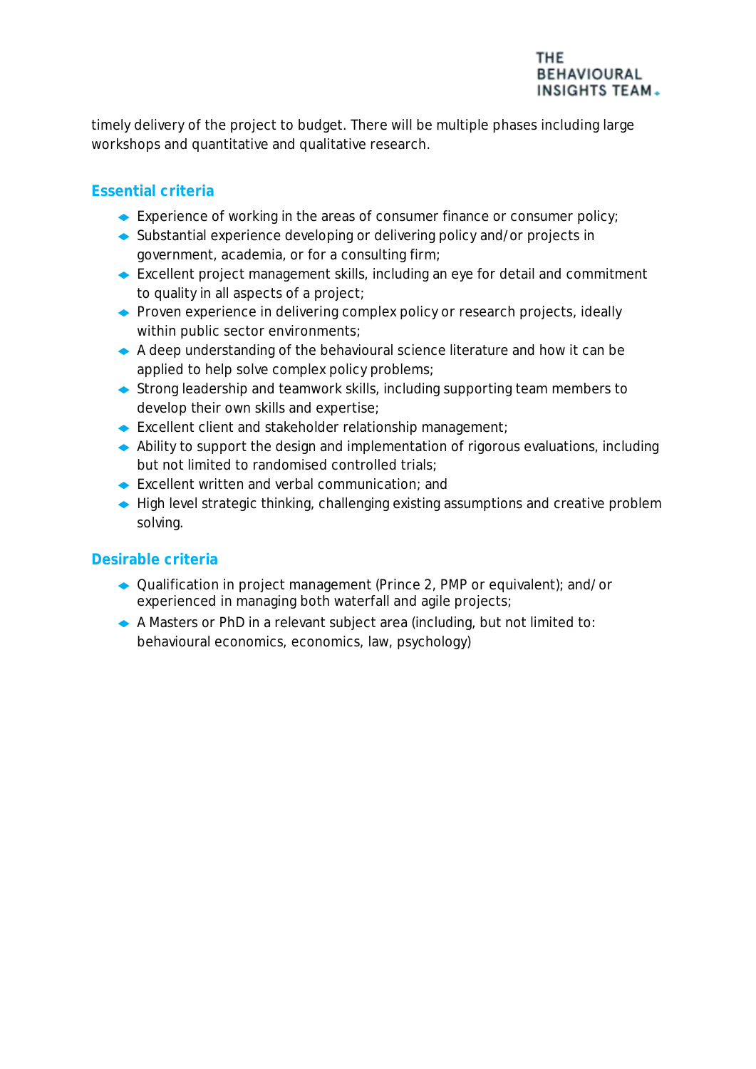timely delivery of the project to budget. There will be multiple phases including large workshops and quantitative and qualitative research.

## Essential criteria

- Experience of working in the areas of consumer finance or consumer policy;
- Substantial experience developing or delivering policy and/or projects in government, academia, or for a consulting firm;
- Excellent project management skills, including an eye for detail and commitment to quality in all aspects of a project;
- Proven experience in delivering complex policy or research projects, ideally within public sector environments;
- A deep understanding of the behavioural science literature and how it can be applied to help solve complex policy problems;
- Strong leadership and teamwork skills, including supporting team members to develop their own skills and expertise;
- Excellent client and stakeholder relationship management;
- Ability to support the design and implementation of rigorous evaluations, including but not limited to randomised controlled trials;
- Excellent written and verbal communication; and
- High level strategic thinking, challenging existing assumptions and creative problem solving.

## Desirable criteria

- Qualification in project management (Prince 2, PMP or equivalent); and/or experienced in managing both waterfall and agile projects;
- A Masters or PhD in a relevant subject area (including, but not limited to: behavioural economics, economics, law, psychology)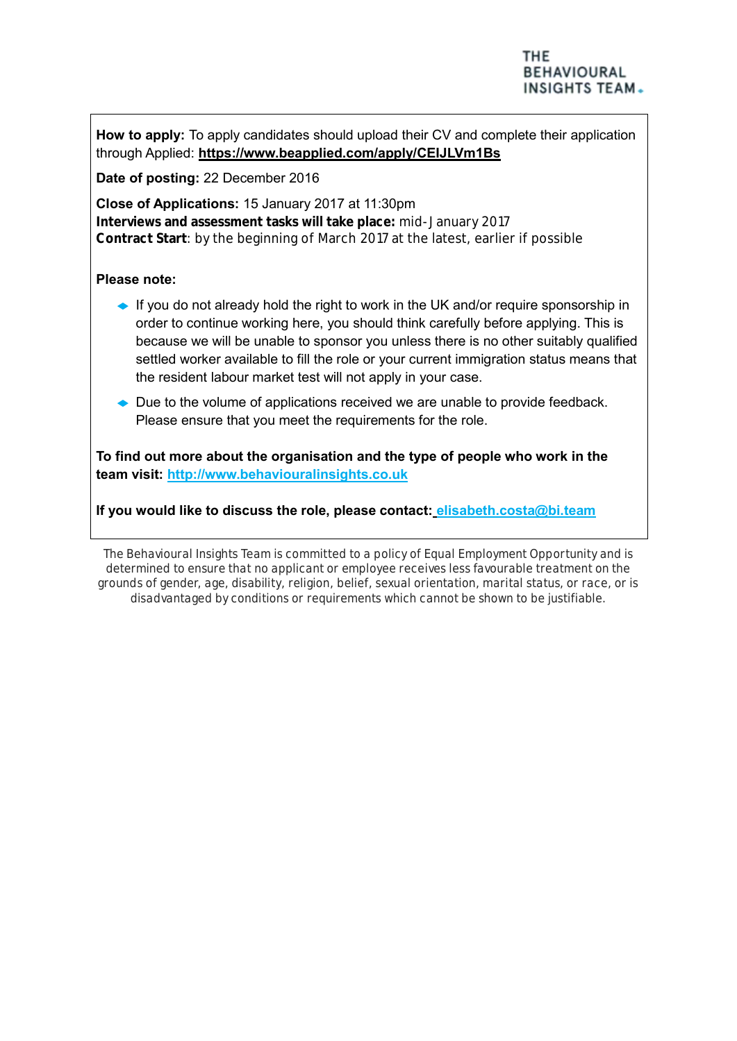**How to apply:** To apply candidates should upload their CV and complete their application through Applied: **https://www.beapplied.com/apply/CEIJLVm1Bs**

**Date of posting:** 22 December 2016

**Close of Applications:** 15 January 2017 at 11:30pm
**Interviews and assessment tasks will take place:** mid-January 2017
**Contract Start**: by the beginning of March 2017 at the latest, earlier if possible

**Please note:**

- If you do not already hold the right to work in the UK and/or require sponsorship in order to continue working here, you should think carefully before applying. This is because we will be unable to sponsor you unless there is no other suitably qualified settled worker available to fill the role or your current immigration status means that the resident labour market test will not apply in your case.
- Due to the volume of applications received we are unable to provide feedback. Please ensure that you meet the requirements for the role.

**To find out more about the organisation and the type of people who work in the team visit: http://www.behaviouralinsights.co.uk**

**If you would like to discuss the role, please contact: elisabeth.costa@bi.team**

The Behavioural Insights Team is committed to a policy of Equal Employment Opportunity and is determined to ensure that no applicant or employee receives less favourable treatment on the grounds of gender, age, disability, religion, belief, sexual orientation, marital status, or race, or is disadvantaged by conditions or requirements which cannot be shown to be justifiable.